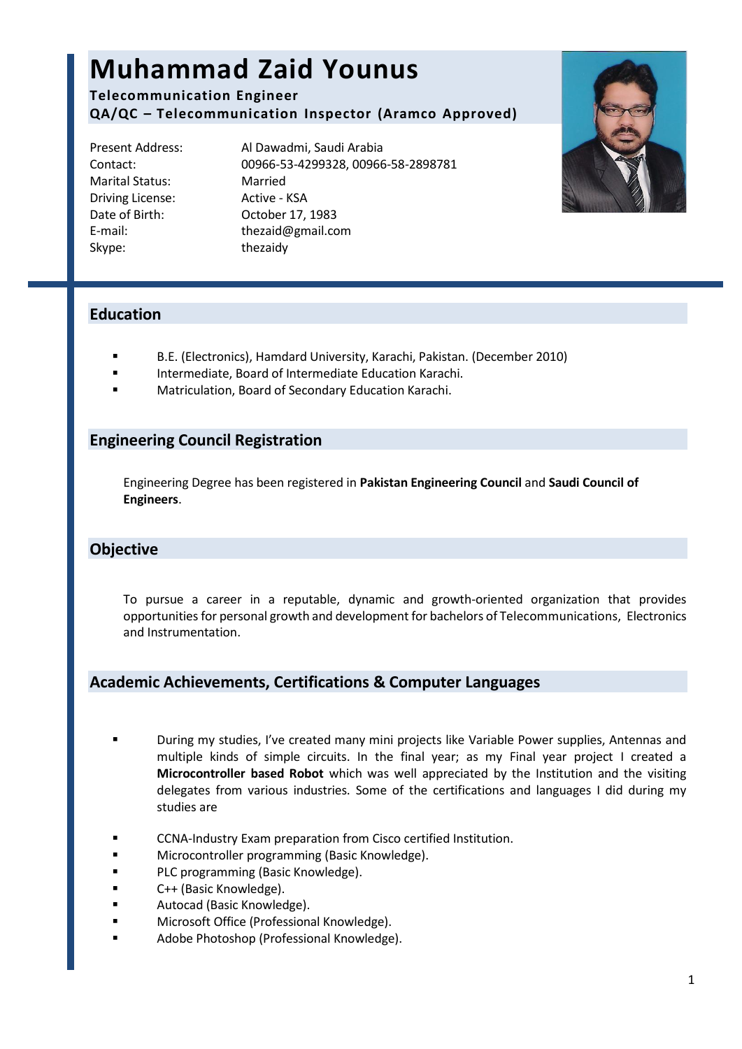# Muhammad Zaid Younus

**Telecommunication Engineer**
**QA/QC – Telecommunication Inspector (Aramco Approved)**

| | |
|---|---|
| Present Address: | Al Dawadmi, Saudi Arabia |
| Contact: | 00966-53-4299328, 00966-58-2898781 |
| Marital Status: | Married |
| Driving License: | Active - KSA |
| Date of Birth: | October 17, 1983 |
| E-mail: | thezaid@gmail.com |
| Skype: | thezaidy |

## Education

- B.E. (Electronics), Hamdard University, Karachi, Pakistan. (December 2010)
- Intermediate, Board of Intermediate Education Karachi.
- Matriculation, Board of Secondary Education Karachi.

## Engineering Council Registration

Engineering Degree has been registered in **Pakistan Engineering Council** and **Saudi Council of Engineers**.

## Objective

To pursue a career in a reputable, dynamic and growth-oriented organization that provides opportunities for personal growth and development for bachelors of Telecommunications, Electronics and Instrumentation.

## Academic Achievements, Certifications & Computer Languages

- During my studies, I've created many mini projects like Variable Power supplies, Antennas and multiple kinds of simple circuits. In the final year; as my Final year project I created a **Microcontroller based Robot** which was well appreciated by the Institution and the visiting delegates from various industries. Some of the certifications and languages I did during my studies are

- CCNA-Industry Exam preparation from Cisco certified Institution.
- Microcontroller programming (Basic Knowledge).
- PLC programming (Basic Knowledge).
- C++ (Basic Knowledge).
- Autocad (Basic Knowledge).
- Microsoft Office (Professional Knowledge).
- Adobe Photoshop (Professional Knowledge).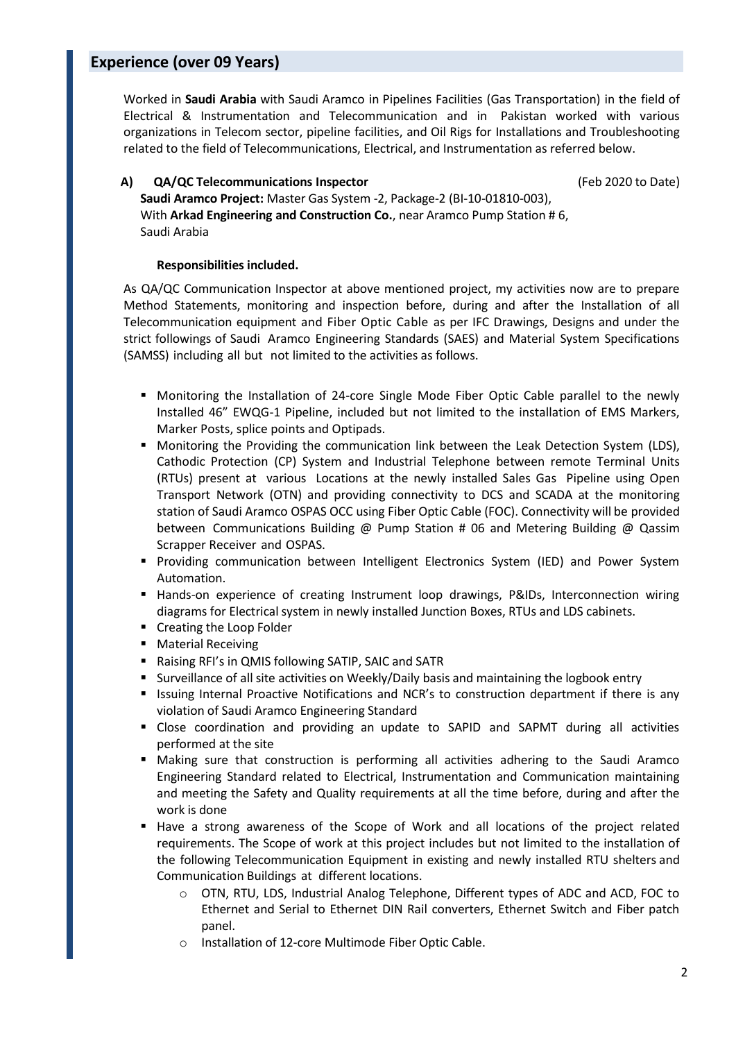## Experience (over 09 Years)

Worked in **Saudi Arabia** with Saudi Aramco in Pipelines Facilities (Gas Transportation) in the field of Electrical & Instrumentation and Telecommunication and in Pakistan worked with various organizations in Telecom sector, pipeline facilities, and Oil Rigs for Installations and Troubleshooting related to the field of Telecommunications, Electrical, and Instrumentation as referred below.

**A) QA/QC Telecommunications Inspector** (Feb 2020 to Date)

**Saudi Aramco Project:** Master Gas System -2, Package-2 (BI-10-01810-003),
With **Arkad Engineering and Construction Co.**, near Aramco Pump Station # 6,
Saudi Arabia

**Responsibilities included.**

As QA/QC Communication Inspector at above mentioned project, my activities now are to prepare Method Statements, monitoring and inspection before, during and after the Installation of all Telecommunication equipment and Fiber Optic Cable as per IFC Drawings, Designs and under the strict followings of Saudi Aramco Engineering Standards (SAES) and Material System Specifications (SAMSS) including all but not limited to the activities as follows.

- Monitoring the Installation of 24-core Single Mode Fiber Optic Cable parallel to the newly Installed 46" EWQG-1 Pipeline, included but not limited to the installation of EMS Markers, Marker Posts, splice points and Optipads.
- Monitoring the Providing the communication link between the Leak Detection System (LDS), Cathodic Protection (CP) System and Industrial Telephone between remote Terminal Units (RTUs) present at various Locations at the newly installed Sales Gas Pipeline using Open Transport Network (OTN) and providing connectivity to DCS and SCADA at the monitoring station of Saudi Aramco OSPAS OCC using Fiber Optic Cable (FOC). Connectivity will be provided between Communications Building @ Pump Station # 06 and Metering Building @ Qassim Scrapper Receiver and OSPAS.
- Providing communication between Intelligent Electronics System (IED) and Power System Automation.
- Hands-on experience of creating Instrument loop drawings, P&IDs, Interconnection wiring diagrams for Electrical system in newly installed Junction Boxes, RTUs and LDS cabinets.
- Creating the Loop Folder
- Material Receiving
- Raising RFI's in QMIS following SATIP, SAIC and SATR
- Surveillance of all site activities on Weekly/Daily basis and maintaining the logbook entry
- Issuing Internal Proactive Notifications and NCR's to construction department if there is any violation of Saudi Aramco Engineering Standard
- Close coordination and providing an update to SAPID and SAPMT during all activities performed at the site
- Making sure that construction is performing all activities adhering to the Saudi Aramco Engineering Standard related to Electrical, Instrumentation and Communication maintaining and meeting the Safety and Quality requirements at all the time before, during and after the work is done
- Have a strong awareness of the Scope of Work and all locations of the project related requirements. The Scope of work at this project includes but not limited to the installation of the following Telecommunication Equipment in existing and newly installed RTU shelters and Communication Buildings at different locations.
  - OTN, RTU, LDS, Industrial Analog Telephone, Different types of ADC and ACD, FOC to Ethernet and Serial to Ethernet DIN Rail converters, Ethernet Switch and Fiber patch panel.
  - Installation of 12-core Multimode Fiber Optic Cable.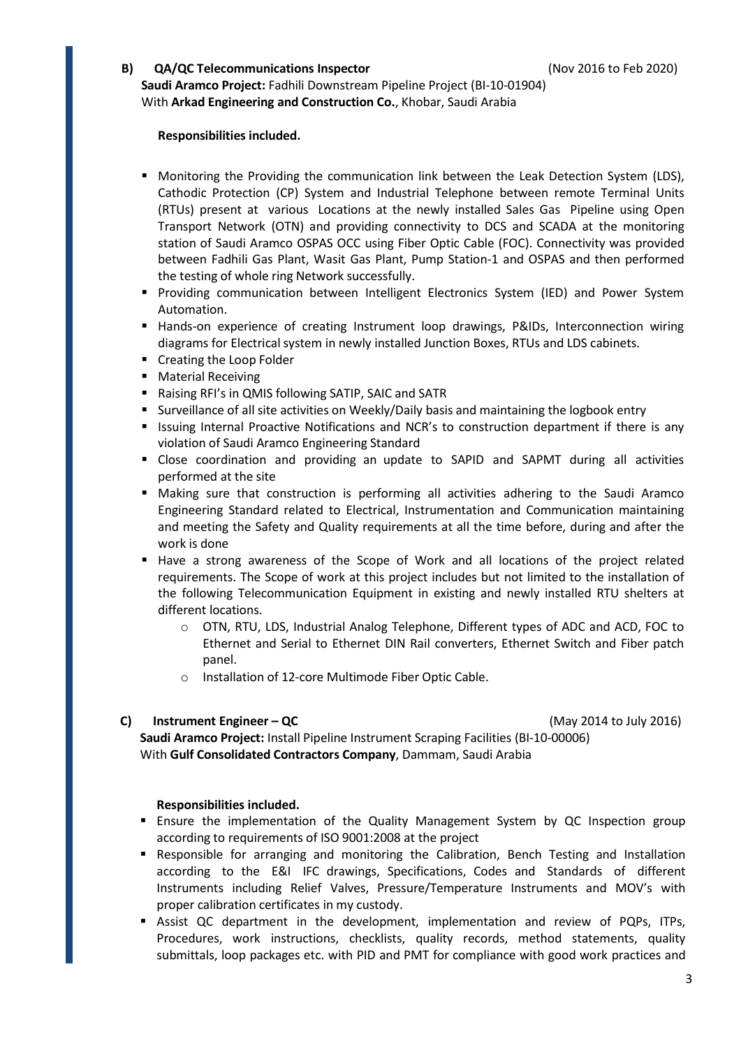### B) QA/QC Telecommunications Inspector (Nov 2016 to Feb 2020)

**Saudi Aramco Project:** Fadhili Downstream Pipeline Project (BI-10-01904)
With **Arkad Engineering and Construction Co.**, Khobar, Saudi Arabia

**Responsibilities included.**

- Monitoring the Providing the communication link between the Leak Detection System (LDS), Cathodic Protection (CP) System and Industrial Telephone between remote Terminal Units (RTUs) present at various Locations at the newly installed Sales Gas Pipeline using Open Transport Network (OTN) and providing connectivity to DCS and SCADA at the monitoring station of Saudi Aramco OSPAS OCC using Fiber Optic Cable (FOC). Connectivity was provided between Fadhili Gas Plant, Wasit Gas Plant, Pump Station-1 and OSPAS and then performed the testing of whole ring Network successfully.
- Providing communication between Intelligent Electronics System (IED) and Power System Automation.
- Hands-on experience of creating Instrument loop drawings, P&IDs, Interconnection wiring diagrams for Electrical system in newly installed Junction Boxes, RTUs and LDS cabinets.
- Creating the Loop Folder
- Material Receiving
- Raising RFI's in QMIS following SATIP, SAIC and SATR
- Surveillance of all site activities on Weekly/Daily basis and maintaining the logbook entry
- Issuing Internal Proactive Notifications and NCR's to construction department if there is any violation of Saudi Aramco Engineering Standard
- Close coordination and providing an update to SAPID and SAPMT during all activities performed at the site
- Making sure that construction is performing all activities adhering to the Saudi Aramco Engineering Standard related to Electrical, Instrumentation and Communication maintaining and meeting the Safety and Quality requirements at all the time before, during and after the work is done
- Have a strong awareness of the Scope of Work and all locations of the project related requirements. The Scope of work at this project includes but not limited to the installation of the following Telecommunication Equipment in existing and newly installed RTU shelters at different locations.
  - OTN, RTU, LDS, Industrial Analog Telephone, Different types of ADC and ACD, FOC to Ethernet and Serial to Ethernet DIN Rail converters, Ethernet Switch and Fiber patch panel.
  - Installation of 12-core Multimode Fiber Optic Cable.

### C) Instrument Engineer – QC (May 2014 to July 2016)

**Saudi Aramco Project:** Install Pipeline Instrument Scraping Facilities (BI-10-00006)
With **Gulf Consolidated Contractors Company**, Dammam, Saudi Arabia

**Responsibilities included.**

- Ensure the implementation of the Quality Management System by QC Inspection group according to requirements of ISO 9001:2008 at the project
- Responsible for arranging and monitoring the Calibration, Bench Testing and Installation according to the E&I IFC drawings, Specifications, Codes and Standards of different Instruments including Relief Valves, Pressure/Temperature Instruments and MOV's with proper calibration certificates in my custody.
- Assist QC department in the development, implementation and review of PQPs, ITPs, Procedures, work instructions, checklists, quality records, method statements, quality submittals, loop packages etc. with PID and PMT for compliance with good work practices and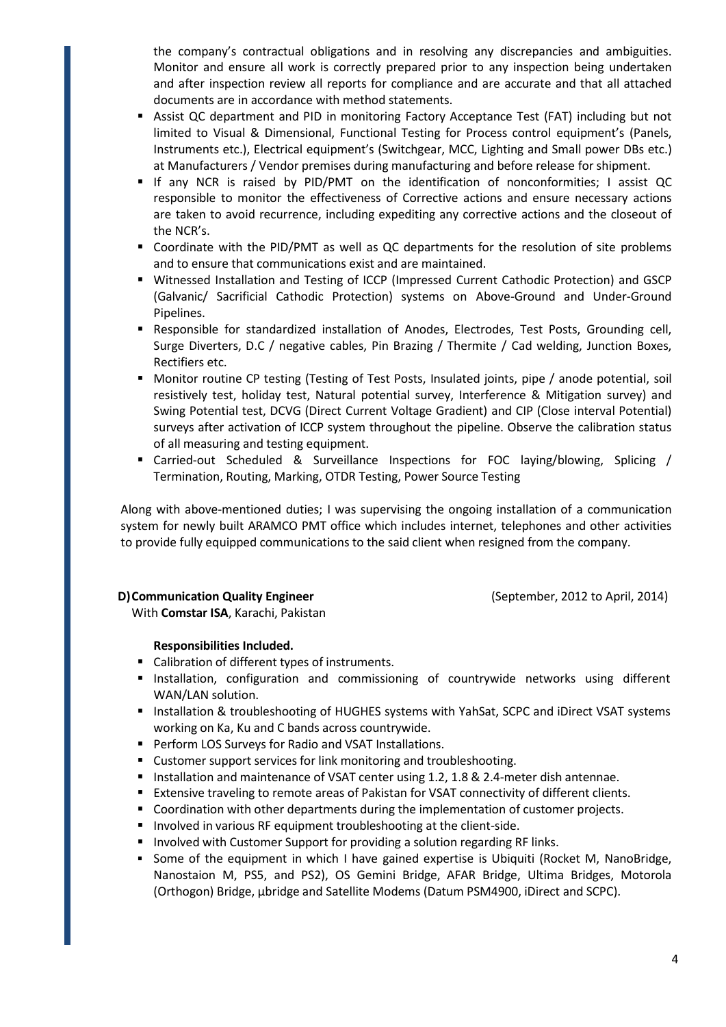the company's contractual obligations and in resolving any discrepancies and ambiguities. Monitor and ensure all work is correctly prepared prior to any inspection being undertaken and after inspection review all reports for compliance and are accurate and that all attached documents are in accordance with method statements.

- Assist QC department and PID in monitoring Factory Acceptance Test (FAT) including but not limited to Visual & Dimensional, Functional Testing for Process control equipment's (Panels, Instruments etc.), Electrical equipment's (Switchgear, MCC, Lighting and Small power DBs etc.) at Manufacturers / Vendor premises during manufacturing and before release for shipment.
- If any NCR is raised by PID/PMT on the identification of nonconformities; I assist QC responsible to monitor the effectiveness of Corrective actions and ensure necessary actions are taken to avoid recurrence, including expediting any corrective actions and the closeout of the NCR's.
- Coordinate with the PID/PMT as well as QC departments for the resolution of site problems and to ensure that communications exist and are maintained.
- Witnessed Installation and Testing of ICCP (Impressed Current Cathodic Protection) and GSCP (Galvanic/ Sacrificial Cathodic Protection) systems on Above-Ground and Under-Ground Pipelines.
- Responsible for standardized installation of Anodes, Electrodes, Test Posts, Grounding cell, Surge Diverters, D.C / negative cables, Pin Brazing / Thermite / Cad welding, Junction Boxes, Rectifiers etc.
- Monitor routine CP testing (Testing of Test Posts, Insulated joints, pipe / anode potential, soil resistively test, holiday test, Natural potential survey, Interference & Mitigation survey) and Swing Potential test, DCVG (Direct Current Voltage Gradient) and CIP (Close interval Potential) surveys after activation of ICCP system throughout the pipeline. Observe the calibration status of all measuring and testing equipment.
- Carried-out Scheduled & Surveillance Inspections for FOC laying/blowing, Splicing / Termination, Routing, Marking, OTDR Testing, Power Source Testing

Along with above-mentioned duties; I was supervising the ongoing installation of a communication system for newly built ARAMCO PMT office which includes internet, telephones and other activities to provide fully equipped communications to the said client when resigned from the company.

**D) Communication Quality Engineer** (September, 2012 to April, 2014)
With **Comstar ISA**, Karachi, Pakistan

**Responsibilities Included.**

- Calibration of different types of instruments.
- Installation, configuration and commissioning of countrywide networks using different WAN/LAN solution.
- Installation & troubleshooting of HUGHES systems with YahSat, SCPC and iDirect VSAT systems working on Ka, Ku and C bands across countrywide.
- Perform LOS Surveys for Radio and VSAT Installations.
- Customer support services for link monitoring and troubleshooting.
- Installation and maintenance of VSAT center using 1.2, 1.8 & 2.4-meter dish antennae.
- Extensive traveling to remote areas of Pakistan for VSAT connectivity of different clients.
- Coordination with other departments during the implementation of customer projects.
- Involved in various RF equipment troubleshooting at the client-side.
- Involved with Customer Support for providing a solution regarding RF links.
- Some of the equipment in which I have gained expertise is Ubiquiti (Rocket M, NanoBridge, Nanostaion M, PS5, and PS2), OS Gemini Bridge, AFAR Bridge, Ultima Bridges, Motorola (Orthogon) Bridge, µbridge and Satellite Modems (Datum PSM4900, iDirect and SCPC).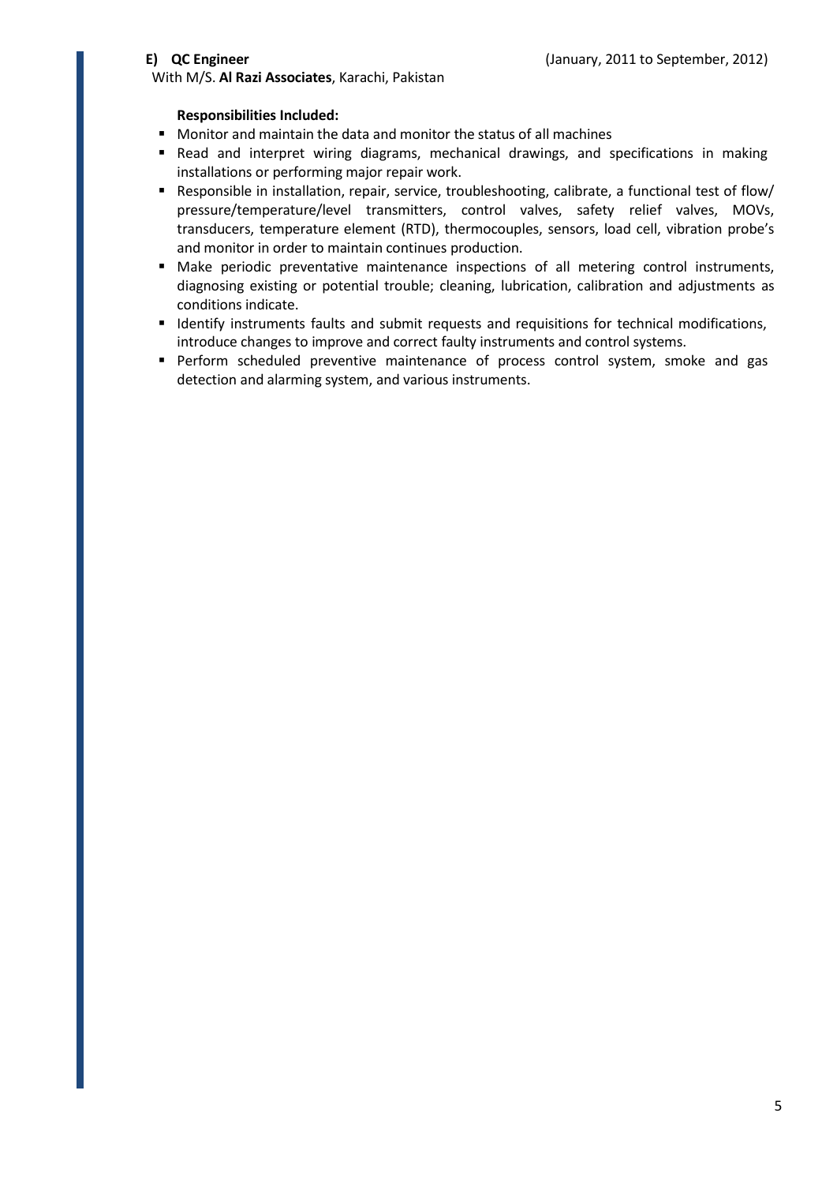**E) QC Engineer** (January, 2011 to September, 2012)

With M/S. **Al Razi Associates**, Karachi, Pakistan

**Responsibilities Included:**

- Monitor and maintain the data and monitor the status of all machines
- Read and interpret wiring diagrams, mechanical drawings, and specifications in making installations or performing major repair work.
- Responsible in installation, repair, service, troubleshooting, calibrate, a functional test of flow/ pressure/temperature/level transmitters, control valves, safety relief valves, MOVs, transducers, temperature element (RTD), thermocouples, sensors, load cell, vibration probe's and monitor in order to maintain continues production.
- Make periodic preventative maintenance inspections of all metering control instruments, diagnosing existing or potential trouble; cleaning, lubrication, calibration and adjustments as conditions indicate.
- Identify instruments faults and submit requests and requisitions for technical modifications, introduce changes to improve and correct faulty instruments and control systems.
- Perform scheduled preventive maintenance of process control system, smoke and gas detection and alarming system, and various instruments.